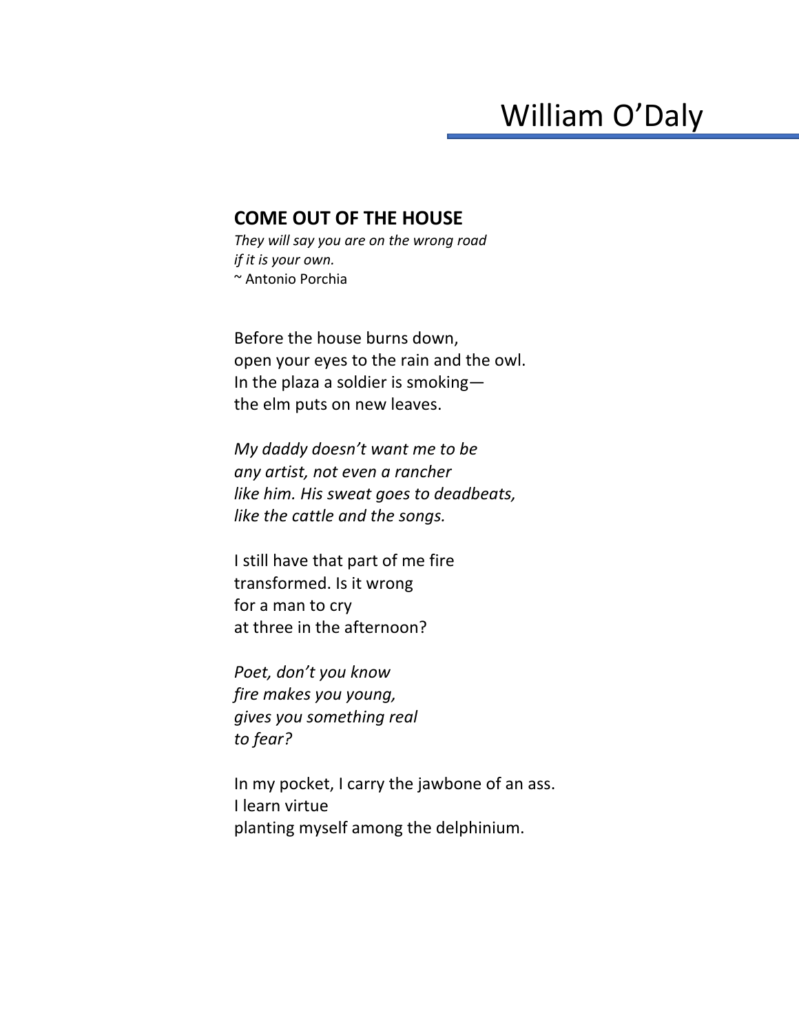# William O'Daly

## COME OUT OF THE HOUSE

*They will say you are on the wrong road*
*if it is your own.*
~ Antonio Porchia

Before the house burns down,
open your eyes to the rain and the owl.
In the plaza a soldier is smoking—
the elm puts on new leaves.

*My daddy doesn't want me to be*
*any artist, not even a rancher*
*like him. His sweat goes to deadbeats,*
*like the cattle and the songs.*

I still have that part of me fire
transformed. Is it wrong
for a man to cry
at three in the afternoon?

*Poet, don't you know*
*fire makes you young,*
*gives you something real*
*to fear?*

In my pocket, I carry the jawbone of an ass.
I learn virtue
planting myself among the delphinium.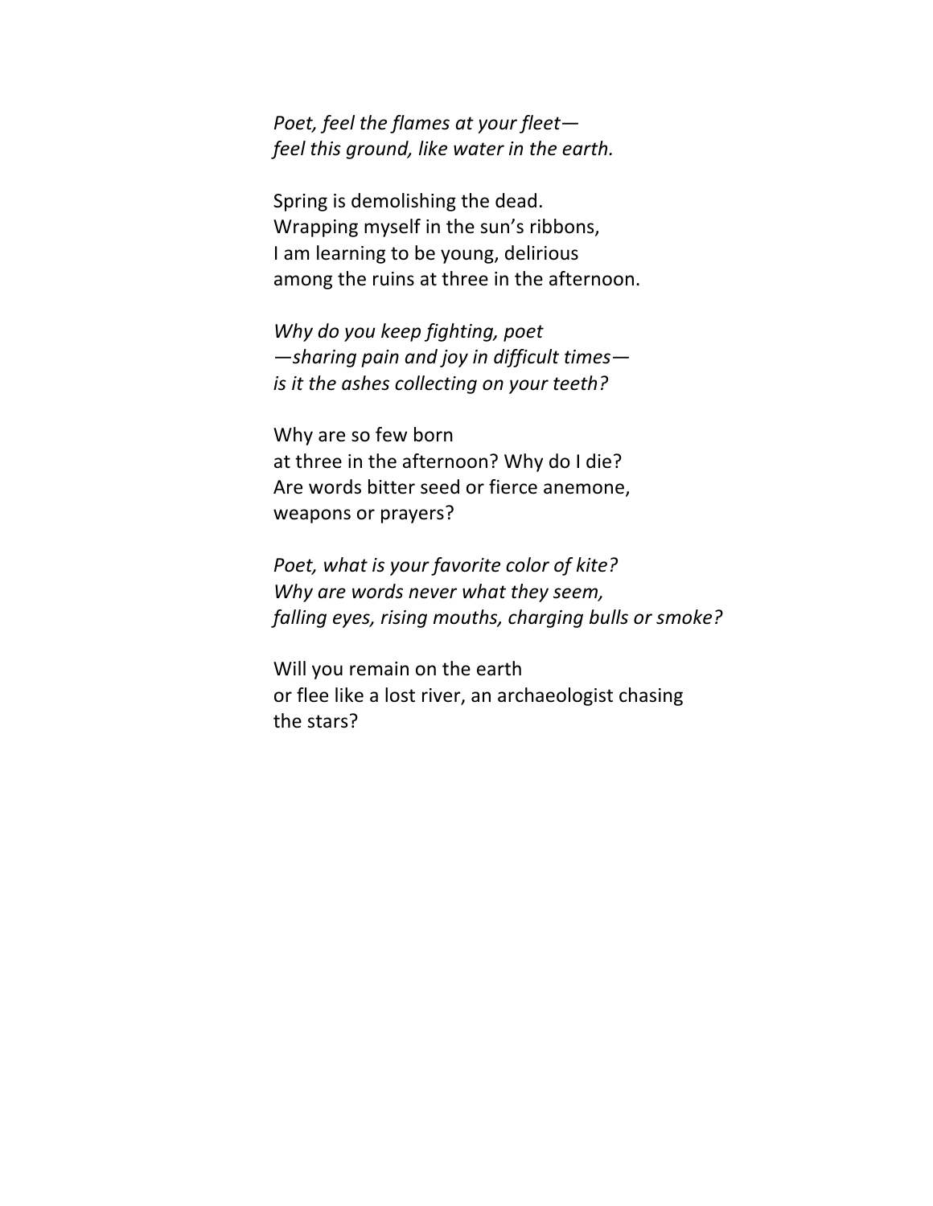*Poet, feel the flames at your fleet—*
*feel this ground, like water in the earth.*

Spring is demolishing the dead.
Wrapping myself in the sun's ribbons,
I am learning to be young, delirious
among the ruins at three in the afternoon.

*Why do you keep fighting, poet*
*—sharing pain and joy in difficult times—*
*is it the ashes collecting on your teeth?*

Why are so few born
at three in the afternoon? Why do I die?
Are words bitter seed or fierce anemone,
weapons or prayers?

*Poet, what is your favorite color of kite?*
*Why are words never what they seem,*
*falling eyes, rising mouths, charging bulls or smoke?*

Will you remain on the earth
or flee like a lost river, an archaeologist chasing
the stars?